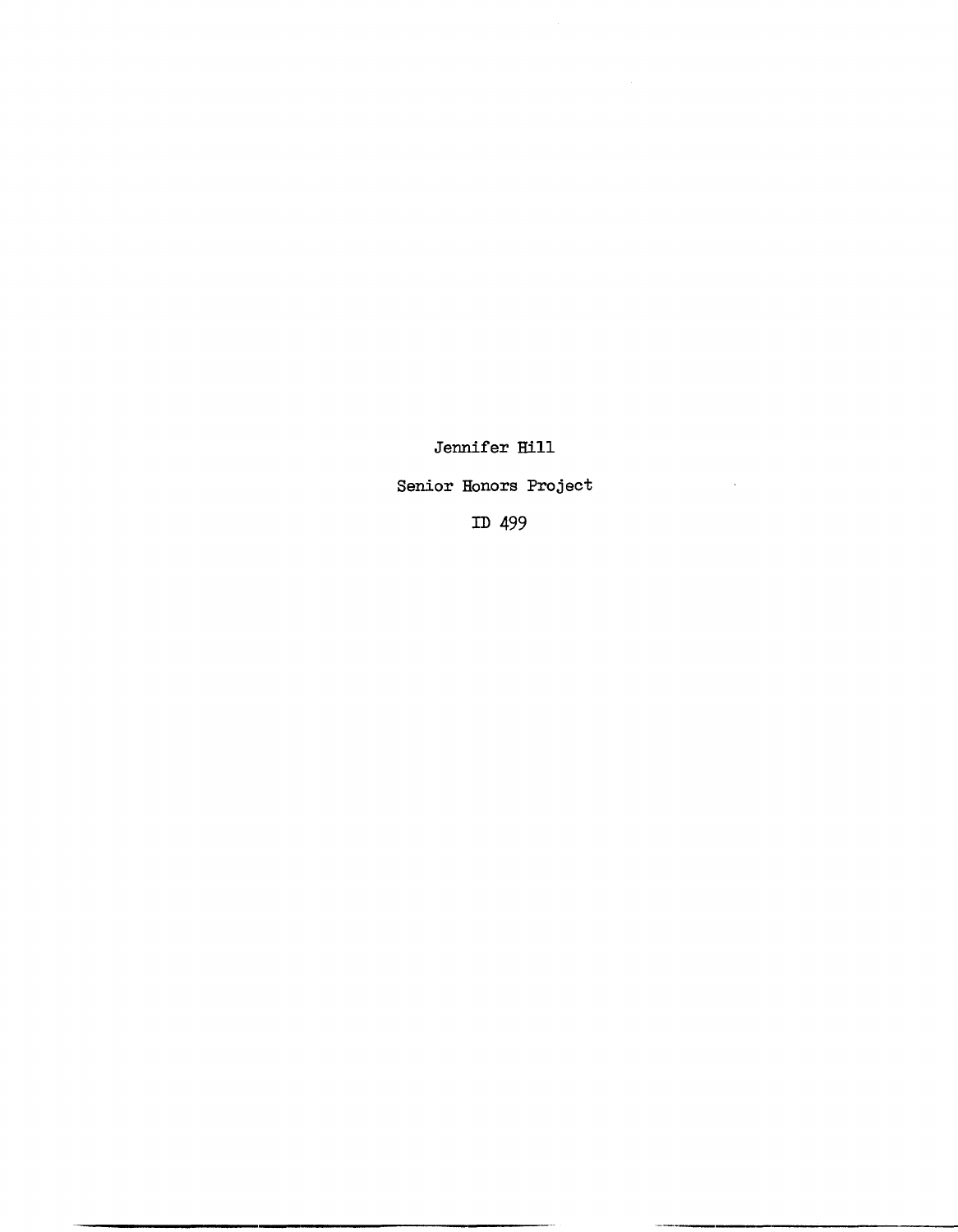Jennifer Hill

Senior Honors Project

ID 499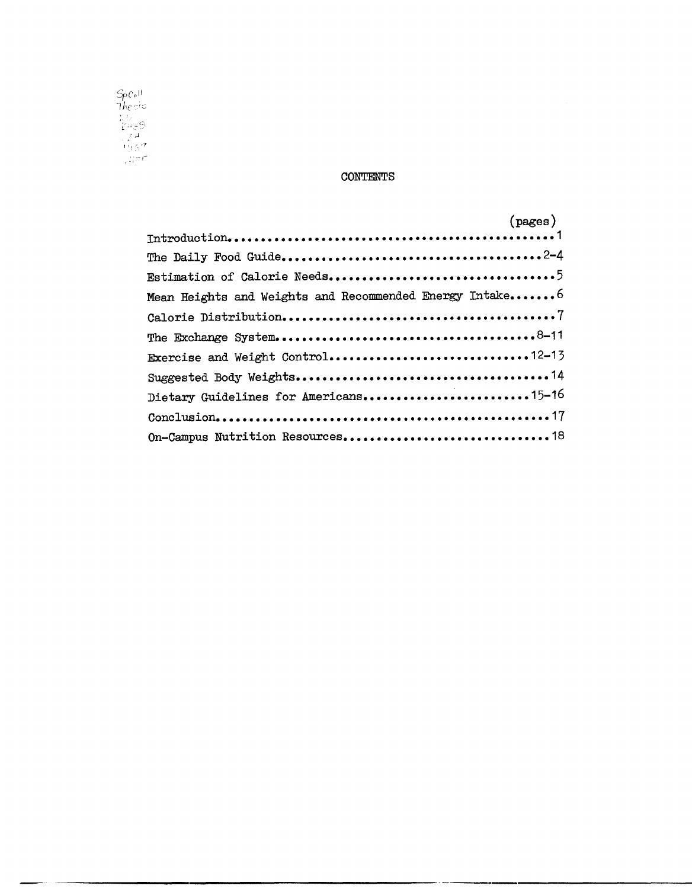# CONTENTS

| | (pages) |
|---|---|
| Introduction | 1 |
| The Daily Food Guide | 2-4 |
| Estimation of Calorie Needs | 5 |
| Mean Heights and Weights and Recommended Energy Intake | 6 |
| Calorie Distribution | 7 |
| The Exchange System | 8-11 |
| Exercise and Weight Control | 12-13 |
| Suggested Body Weights | 14 |
| Dietary Guidelines for Americans | 15-16 |
| Conclusion | 17 |
| On-Campus Nutrition Resources | 18 |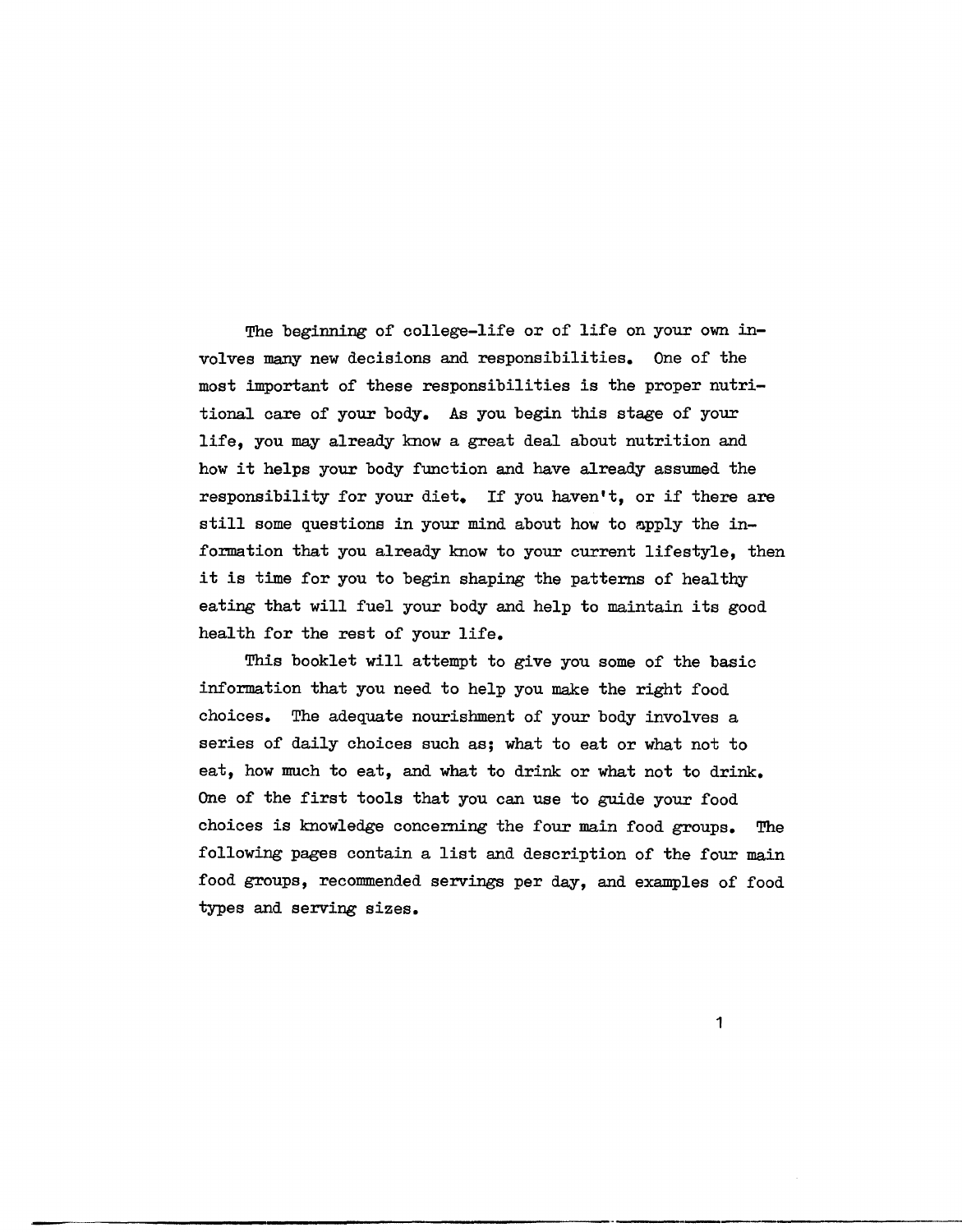The beginning of college-life or of life on your own involves many new decisions and responsibilities. One of the most important of these responsibilities is the proper nutritional care of your body. As you begin this stage of your life, you may already know a great deal about nutrition and how it helps your body function and have already assumed the responsibility for your diet. If you haven't, or if there are still some questions in your mind about how to apply the information that you already know to your current lifestyle, then it is time for you to begin shaping the patterns of healthy eating that will fuel your body and help to maintain its good health for the rest of your life.

This booklet will attempt to give you some of the basic information that you need to help you make the right food choices. The adequate nourishment of your body involves a series of daily choices such as; what to eat or what not to eat, how much to eat, and what to drink or what not to drink. One of the first tools that you can use to guide your food choices is knowledge concerning the four main food groups. The following pages contain a list and description of the four main food groups, recommended servings per day, and examples of food types and serving sizes.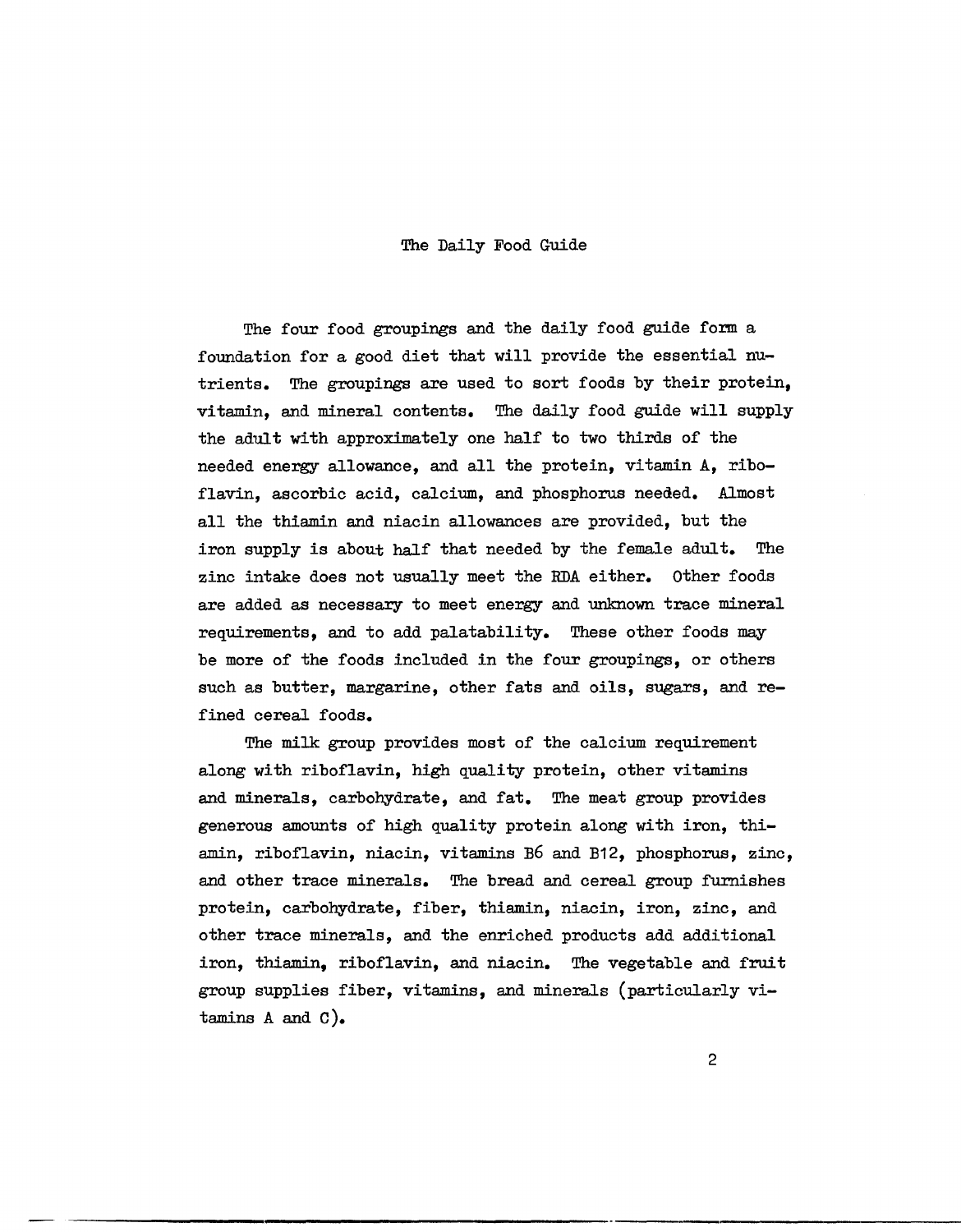## The Daily Food Guide

The four food groupings and the daily food guide form a foundation for a good diet that will provide the essential nutrients. The groupings are used to sort foods by their protein, vitamin, and mineral contents. The daily food guide will supply the adult with approximately one half to two thirds of the needed energy allowance, and all the protein, vitamin A, riboflavin, ascorbic acid, calcium, and phosphorus needed. Almost all the thiamin and niacin allowances are provided, but the iron supply is about half that needed by the female adult. The zinc intake does not usually meet the RDA either. Other foods are added as necessary to meet energy and unknown trace mineral requirements, and to add palatability. These other foods may be more of the foods included in the four groupings, or others such as butter, margarine, other fats and oils, sugars, and refined cereal foods.

The milk group provides most of the calcium requirement along with riboflavin, high quality protein, other vitamins and minerals, carbohydrate, and fat. The meat group provides generous amounts of high quality protein along with iron, thiamin, riboflavin, niacin, vitamins B6 and B12, phosphorus, zinc, and other trace minerals. The bread and cereal group furnishes protein, carbohydrate, fiber, thiamin, niacin, iron, zinc, and other trace minerals, and the enriched products add additional iron, thiamin, riboflavin, and niacin. The vegetable and fruit group supplies fiber, vitamins, and minerals (particularly vitamins A and C).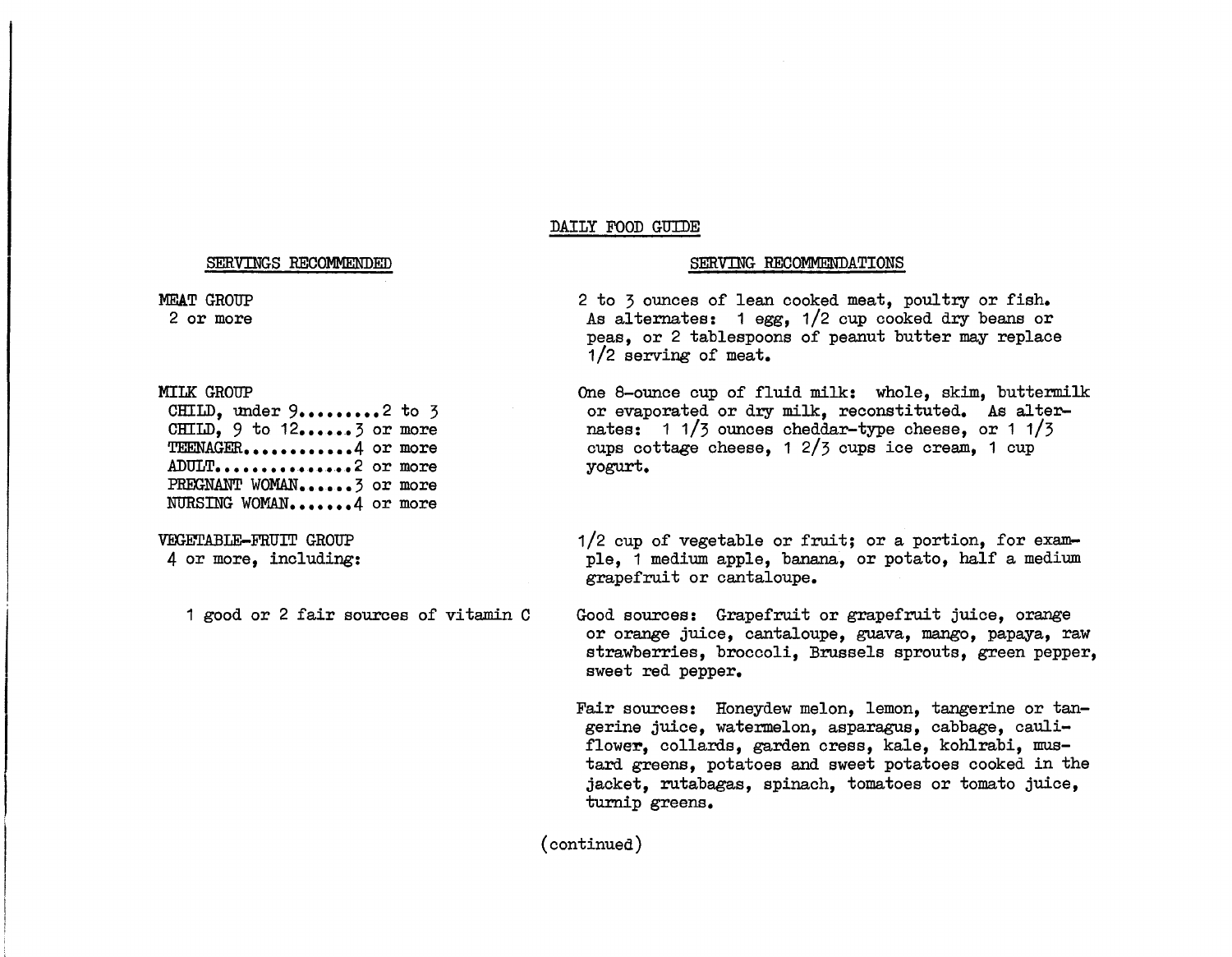## DAILY FOOD GUIDE

| SERVINGS RECOMMENDED | SERVING RECOMMENDATIONS |
|---|---|
| MEAT GROUP<br>2 or more | 2 to 3 ounces of lean cooked meat, poultry or fish. As alternates: 1 egg, 1/2 cup cooked dry beans or peas, or 2 tablespoons of peanut butter may replace 1/2 serving of meat. |
| MILK GROUP<br>CHILD, under 9.........2 to 3<br>CHILD, 9 to 12......3 or more<br>TEENAGER............4 or more<br>ADULT...............2 or more<br>PREGNANT WOMAN......3 or more<br>NURSING WOMAN.......4 or more | One 8-ounce cup of fluid milk: whole, skim, buttermilk or evaporated or dry milk, reconstituted. As alternates: 1 1/3 ounces cheddar-type cheese, or 1 1/3 cups cottage cheese, 1 2/3 cups ice cream, 1 cup yogurt. |
| VEGETABLE-FRUIT GROUP<br>4 or more, including: | 1/2 cup of vegetable or fruit; or a portion, for example, 1 medium apple, banana, or potato, half a medium grapefruit or cantaloupe. |
| 1 good or 2 fair sources of vitamin C | Good sources: Grapefruit or grapefruit juice, orange or orange juice, cantaloupe, guava, mango, papaya, raw strawberries, broccoli, Brussels sprouts, green pepper, sweet red pepper.<br><br>Fair sources: Honeydew melon, lemon, tangerine or tangerine juice, watermelon, asparagus, cabbage, cauliflower, collards, garden cress, kale, kohlrabi, mustard greens, potatoes and sweet potatoes cooked in the jacket, rutabagas, spinach, tomatoes or tomato juice, turnip greens. |

(continued)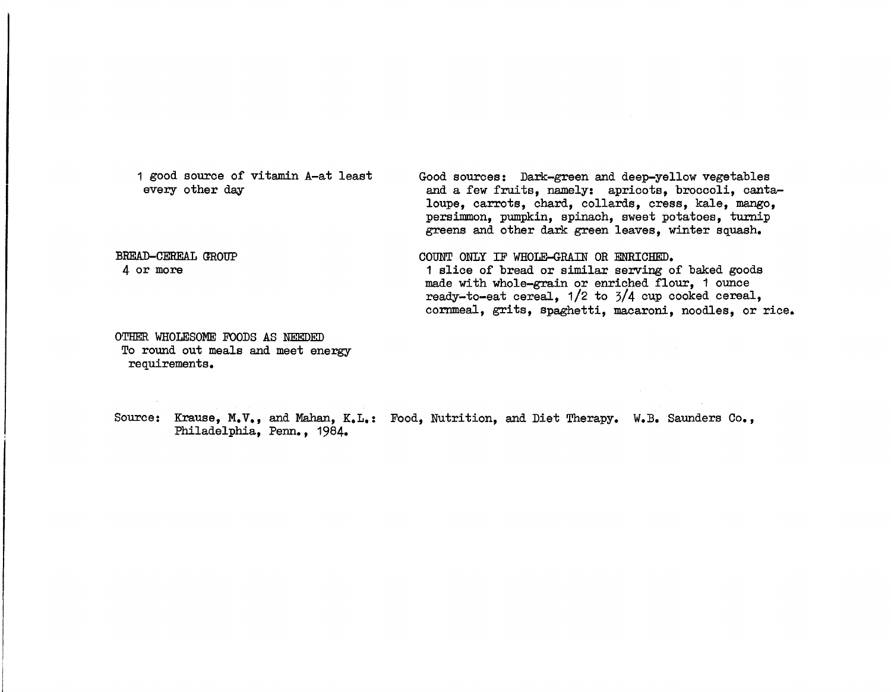| | |
|---|---|
| 1 good source of vitamin A-at least every other day | Good sources: Dark-green and deep-yellow vegetables and a few fruits, namely: apricots, broccoli, cantaloupe, carrots, chard, collards, cress, kale, mango, persimmon, pumpkin, spinach, sweet potatoes, turnip greens and other dark green leaves, winter squash. |
| BREAD-CEREAL GROUP<br>4 or more | COUNT ONLY IF WHOLE-GRAIN OR ENRICHED.<br>1 slice of bread or similar serving of baked goods made with whole-grain or enriched flour, 1 ounce ready-to-eat cereal, 1/2 to 3/4 cup cooked cereal, cornmeal, grits, spaghetti, macaroni, noodles, or rice. |
| OTHER WHOLESOME FOODS AS NEEDED<br>To round out meals and meet energy requirements. | |

Source: Krause, M.V., and Mahan, K.L.: Food, Nutrition, and Diet Therapy. W.B. Saunders Co., Philadelphia, Penn., 1984.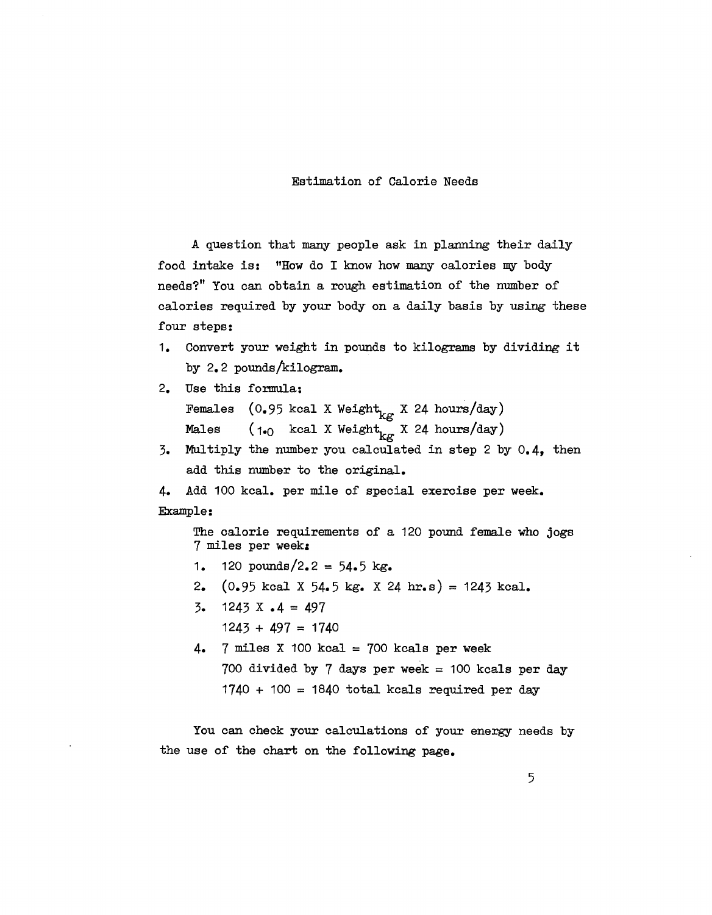# Estimation of Calorie Needs

A question that many people ask in planning their daily food intake is: "How do I know how many calories my body needs?" You can obtain a rough estimation of the number of calories required by your body on a daily basis by using these four steps:

1. Convert your weight in pounds to kilograms by dividing it by 2.2 pounds/kilogram.
2. Use this formula:
   Females (0.95 kcal X $\text{Weight}_{kg}$ X 24 hours/day)
   Males (1.0 kcal X $\text{Weight}_{kg}$ X 24 hours/day)
3. Multiply the number you calculated in step 2 by 0.4, then add this number to the original.
4. Add 100 kcal. per mile of special exercise per week.

Example:

The calorie requirements of a 120 pound female who jogs 7 miles per week:

1. 120 pounds/2.2 = 54.5 kg.
2. (0.95 kcal X 54.5 kg. X 24 hr.s) = 1243 kcal.
3. 1243 X .4 = 497
   1243 + 497 = 1740
4. 7 miles X 100 kcal = 700 kcals per week
   700 divided by 7 days per week = 100 kcals per day
   1740 + 100 = 1840 total kcals required per day

You can check your calculations of your energy needs by the use of the chart on the following page.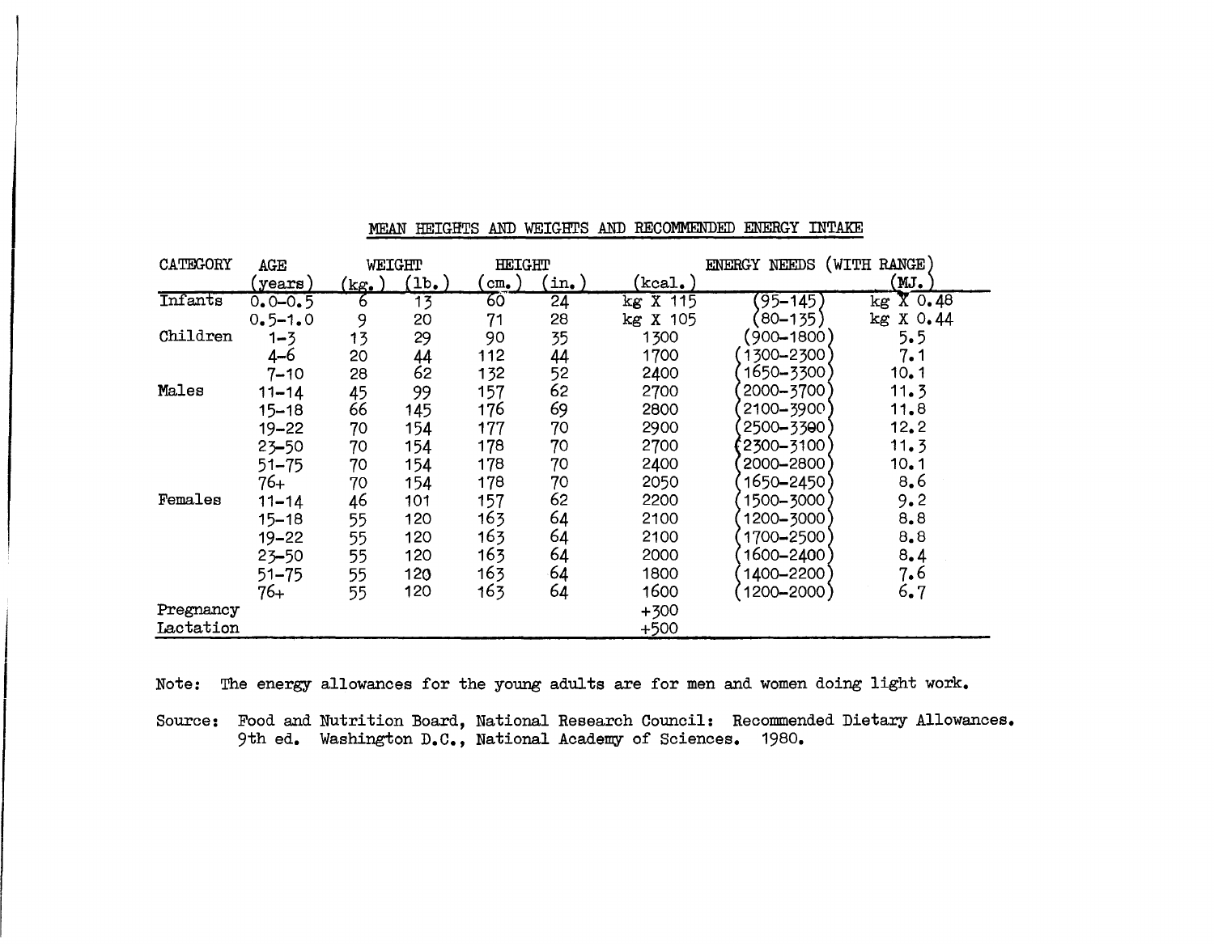MEAN HEIGHTS AND WEIGHTS AND RECOMMENDED ENERGY INTAKE

| CATEGORY | AGE | WEIGHT | | HEIGHT | | ENERGY NEEDS (WITH RANGE) | | |
|---|---|---|---|---|---|---|---|---|
| | (years) | (kg.) | (lb.) | (cm.) | (in.) | (kcal.) | | (MJ.) |
| Infants | 0.0–0.5 | 6 | 13 | 60 | 24 | kg X 115 | (95–145) | kg X 0.48 |
| | 0.5–1.0 | 9 | 20 | 71 | 28 | kg X 105 | (80–135) | kg X 0.44 |
| Children | 1–3 | 13 | 29 | 90 | 35 | 1300 | (900–1800) | 5.5 |
| | 4–6 | 20 | 44 | 112 | 44 | 1700 | (1300–2300) | 7.1 |
| | 7–10 | 28 | 62 | 132 | 52 | 2400 | (1650–3300) | 10.1 |
| Males | 11–14 | 45 | 99 | 157 | 62 | 2700 | (2000–3700) | 11.3 |
| | 15–18 | 66 | 145 | 176 | 69 | 2800 | (2100–3900) | 11.8 |
| | 19–22 | 70 | 154 | 177 | 70 | 2900 | (2500–3300) | 12.2 |
| | 23–50 | 70 | 154 | 178 | 70 | 2700 | (2300–3100) | 11.3 |
| | 51–75 | 70 | 154 | 178 | 70 | 2400 | (2000–2800) | 10.1 |
| | 76+ | 70 | 154 | 178 | 70 | 2050 | (1650–2450) | 8.6 |
| Females | 11–14 | 46 | 101 | 157 | 62 | 2200 | (1500–3000) | 9.2 |
| | 15–18 | 55 | 120 | 163 | 64 | 2100 | (1200–3000) | 8.8 |
| | 19–22 | 55 | 120 | 163 | 64 | 2100 | (1700–2500) | 8.8 |
| | 23–50 | 55 | 120 | 163 | 64 | 2000 | (1600–2400) | 8.4 |
| | 51–75 | 55 | 120 | 163 | 64 | 1800 | (1400–2200) | 7.6 |
| | 76+ | 55 | 120 | 163 | 64 | 1600 | (1200–2000) | 6.7 |
| Pregnancy | | | | | | +300 | | |
| Lactation | | | | | | +500 | | |

Note: The energy allowances for the young adults are for men and women doing light work.

Source: Food and Nutrition Board, National Research Council: Recommended Dietary Allowances. 9th ed. Washington D.C., National Academy of Sciences. 1980.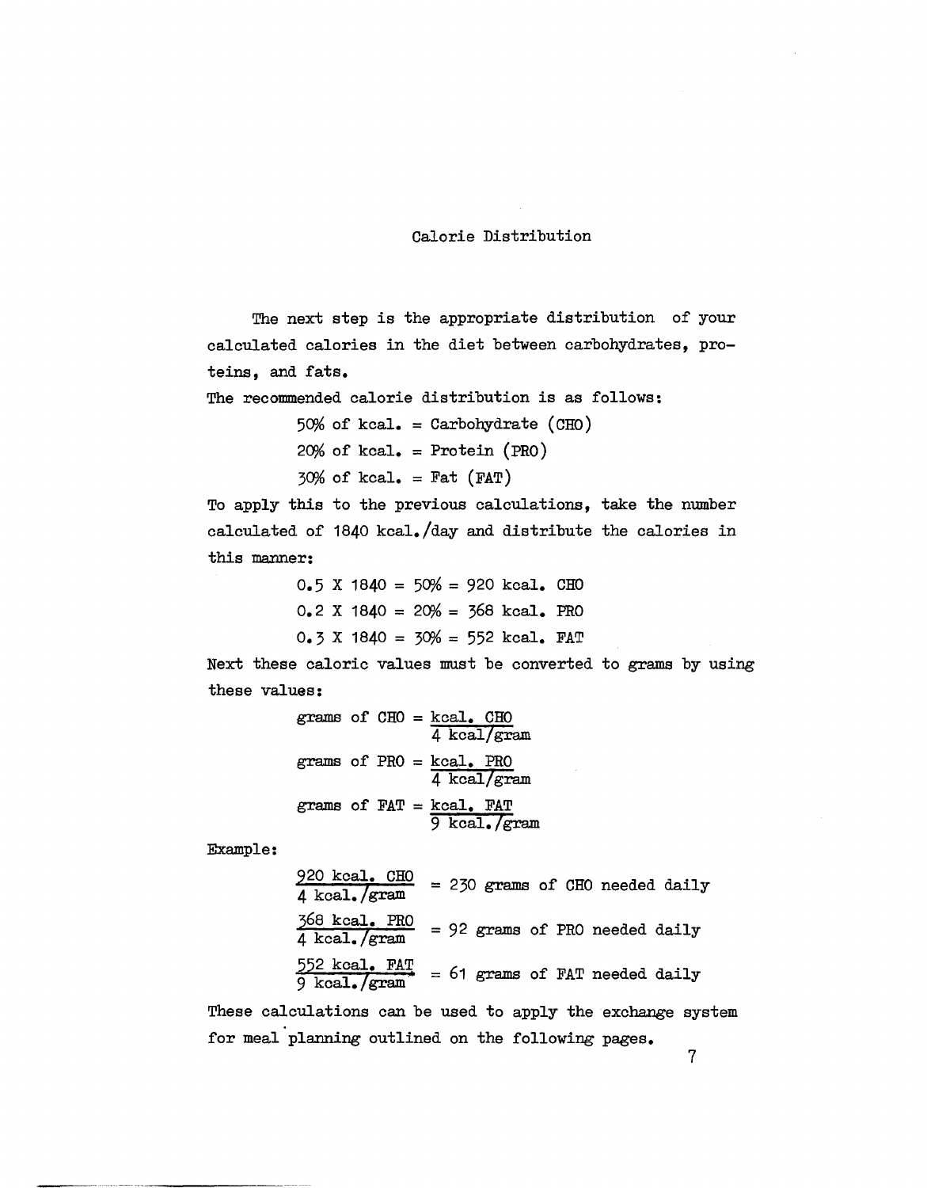## Calorie Distribution

The next step is the appropriate distribution of your calculated calories in the diet between carbohydrates, proteins, and fats.

The recommended calorie distribution is as follows:

50% of kcal. = Carbohydrate (CHO)
20% of kcal. = Protein (PRO)
30% of kcal. = Fat (FAT)

To apply this to the previous calculations, take the number calculated of 1840 kcal./day and distribute the calories in this manner:

0.5 X 1840 = 50% = 920 kcal. CHO
0.2 X 1840 = 20% = 368 kcal. PRO
0.3 X 1840 = 30% = 552 kcal. FAT

Next these caloric values must be converted to grams by using these values:

$$\text{grams of CHO} = \frac{\text{kcal. CHO}}{4 \text{ kcal/gram}}$$

$$\text{grams of PRO} = \frac{\text{kcal. PRO}}{4 \text{ kcal/gram}}$$

$$\text{grams of FAT} = \frac{\text{kcal. FAT}}{9 \text{ kcal./gram}}$$

Example:

$$\frac{920 \text{ kcal. CHO}}{4 \text{ kcal./gram}} = 230 \text{ grams of CHO needed daily}$$

$$\frac{368 \text{ kcal. PRO}}{4 \text{ kcal./gram}} = 92 \text{ grams of PRO needed daily}$$

$$\frac{552 \text{ kcal. FAT}}{9 \text{ kcal./gram}} = 61 \text{ grams of FAT needed daily}$$

These calculations can be used to apply the exchange system for meal planning outlined on the following pages.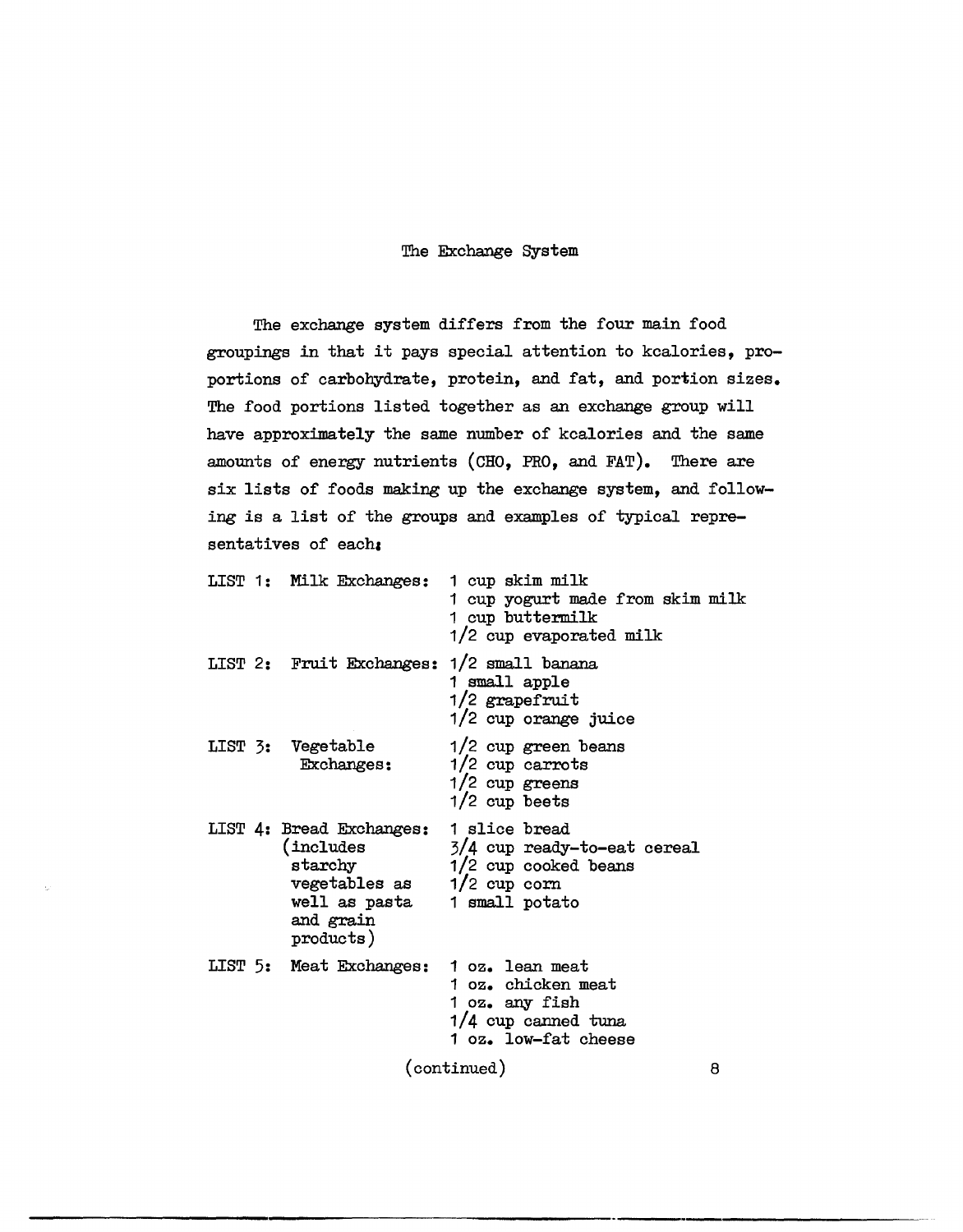# The Exchange System

The exchange system differs from the four main food groupings in that it pays special attention to kcalories, proportions of carbohydrate, protein, and fat, and portion sizes. The food portions listed together as an exchange group will have approximately the same number of kcalories and the same amounts of energy nutrients (CHO, PRO, and FAT). There are six lists of foods making up the exchange system, and following is a list of the groups and examples of typical representatives of each:

| List | Examples |
| --- | --- |
| LIST 1: Milk Exchanges: | 1 cup skim milk<br>1 cup yogurt made from skim milk<br>1 cup buttermilk<br>1/2 cup evaporated milk |
| LIST 2: Fruit Exchanges: | 1/2 small banana<br>1 small apple<br>1/2 grapefruit<br>1/2 cup orange juice |
| LIST 3: Vegetable Exchanges: | 1/2 cup green beans<br>1/2 cup carrots<br>1/2 cup greens<br>1/2 cup beets |
| LIST 4: Bread Exchanges: (includes starchy vegetables as well as pasta and grain products) | 1 slice bread<br>3/4 cup ready-to-eat cereal<br>1/2 cup cooked beans<br>1/2 cup corn<br>1 small potato |
| LIST 5: Meat Exchanges: | 1 oz. lean meat<br>1 oz. chicken meat<br>1 oz. any fish<br>1/4 cup canned tuna<br>1 oz. low-fat cheese |

(continued)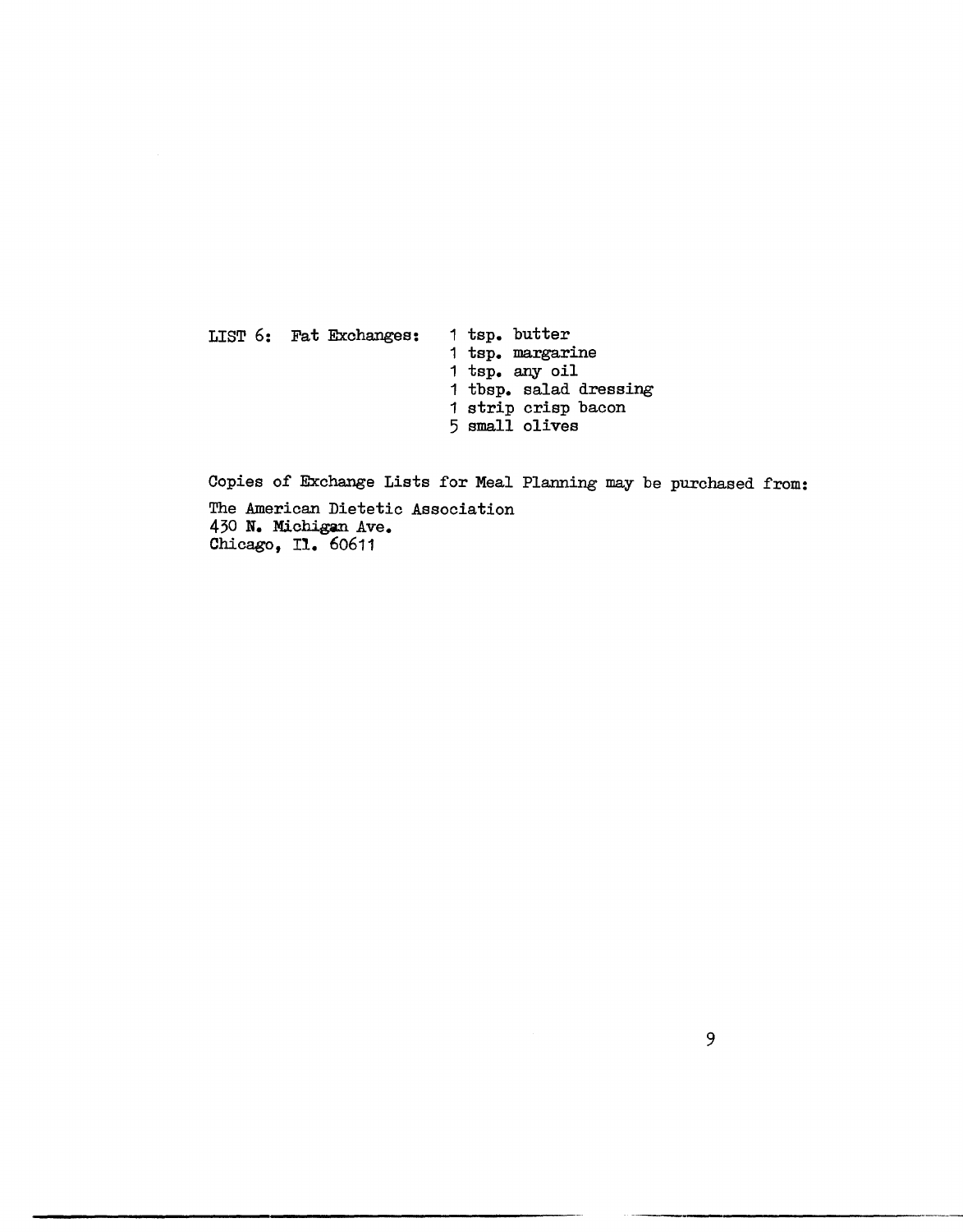LIST 6: Fat Exchanges:

- 1 tsp. butter
- 1 tsp. margarine
- 1 tsp. any oil
- 1 tbsp. salad dressing
- 1 strip crisp bacon
- 5 small olives

Copies of Exchange Lists for Meal Planning may be purchased from:

The American Dietetic Association
430 N. Michigan Ave.
Chicago, Il. 60611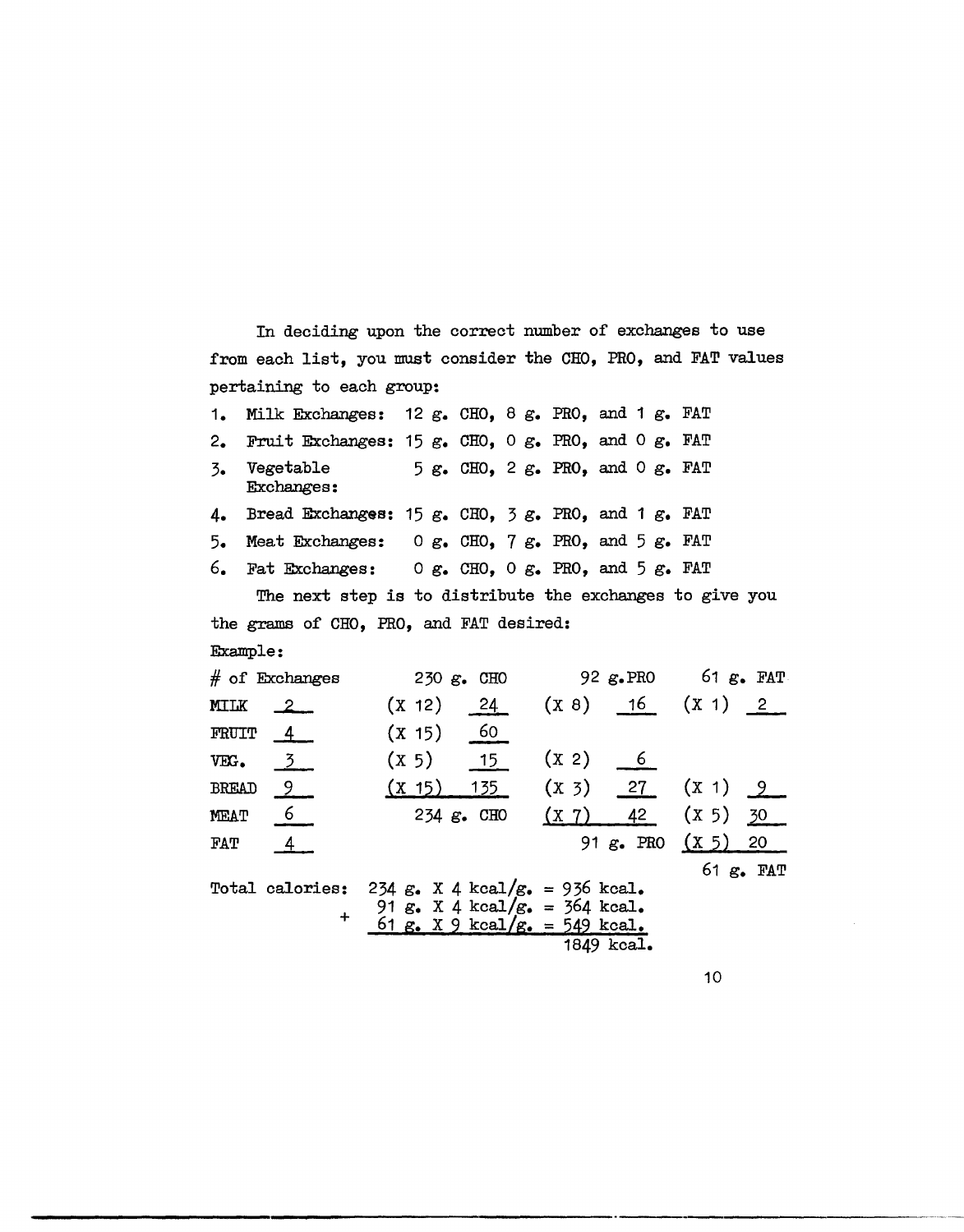In deciding upon the correct number of exchanges to use from each list, you must consider the CHO, PRO, and FAT values pertaining to each group:

1. Milk Exchanges: 12 g. CHO, 8 g. PRO, and 1 g. FAT
2. Fruit Exchanges: 15 g. CHO, 0 g. PRO, and 0 g. FAT
3. Vegetable Exchanges: 5 g. CHO, 2 g. PRO, and 0 g. FAT
4. Bread Exchanges: 15 g. CHO, 3 g. PRO, and 1 g. FAT
5. Meat Exchanges: 0 g. CHO, 7 g. PRO, and 5 g. FAT
6. Fat Exchanges: 0 g. CHO, 0 g. PRO, and 5 g. FAT

The next step is to distribute the exchanges to give you the grams of CHO, PRO, and FAT desired:

Example:

| # of Exchanges | | 230 g. CHO | | 92 g. PRO | | 61 g. FAT | |
|---|---|---|---|---|---|---|---|
| MILK | 2 | (X 12) | 24 | (X 8) | 16 | (X 1) | 2 |
| FRUIT | 4 | (X 15) | 60 | | | | |
| VEG. | 3 | (X 5) | 15 | (X 2) | 6 | | |
| BREAD | 9 | (X 15) | 135 | (X 3) | 27 | (X 1) | 9 |
| MEAT | 6 | | 234 g. CHO | (X 7) | 42 | (X 5) | 30 |
| FAT | 4 | | | | 91 g. PRO | (X 5) | 20 |
| | | | | | | | 61 g. FAT |

Total calories:

```
  234 g. X 4 kcal/g. = 936 kcal.
   91 g. X 4 kcal/g. = 364 kcal.
+  61 g. X 9 kcal/g. = 549 kcal.
                      1849 kcal.
```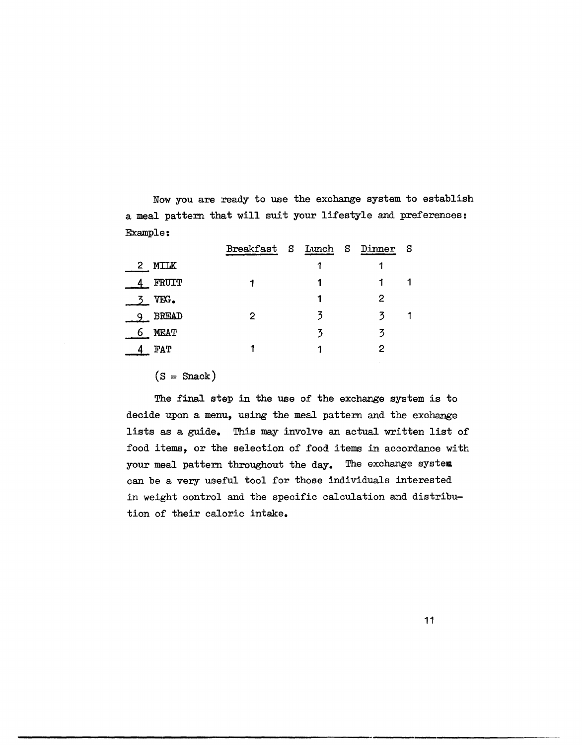Now you are ready to use the exchange system to establish a meal pattern that will suit your lifestyle and preferences:
Example:

| | Breakfast | S | Lunch | S | Dinner | S |
|---|---|---|---|---|---|---|
| 2 MILK | | | 1 | | 1 | |
| 4 FRUIT | 1 | | 1 | | 1 | 1 |
| 3 VEG. | | | 1 | | 2 | |
| 9 BREAD | 2 | | 3 | | 3 | 1 |
| 6 MEAT | | | 3 | | 3 | |
| 4 FAT | 1 | | 1 | | 2 | |

(S = Snack)

The final step in the use of the exchange system is to decide upon a menu, using the meal pattern and the exchange lists as a guide. This may involve an actual written list of food items, or the selection of food items in accordance with your meal pattern throughout the day. The exchange system can be a very useful tool for those individuals interested in weight control and the specific calculation and distribution of their caloric intake.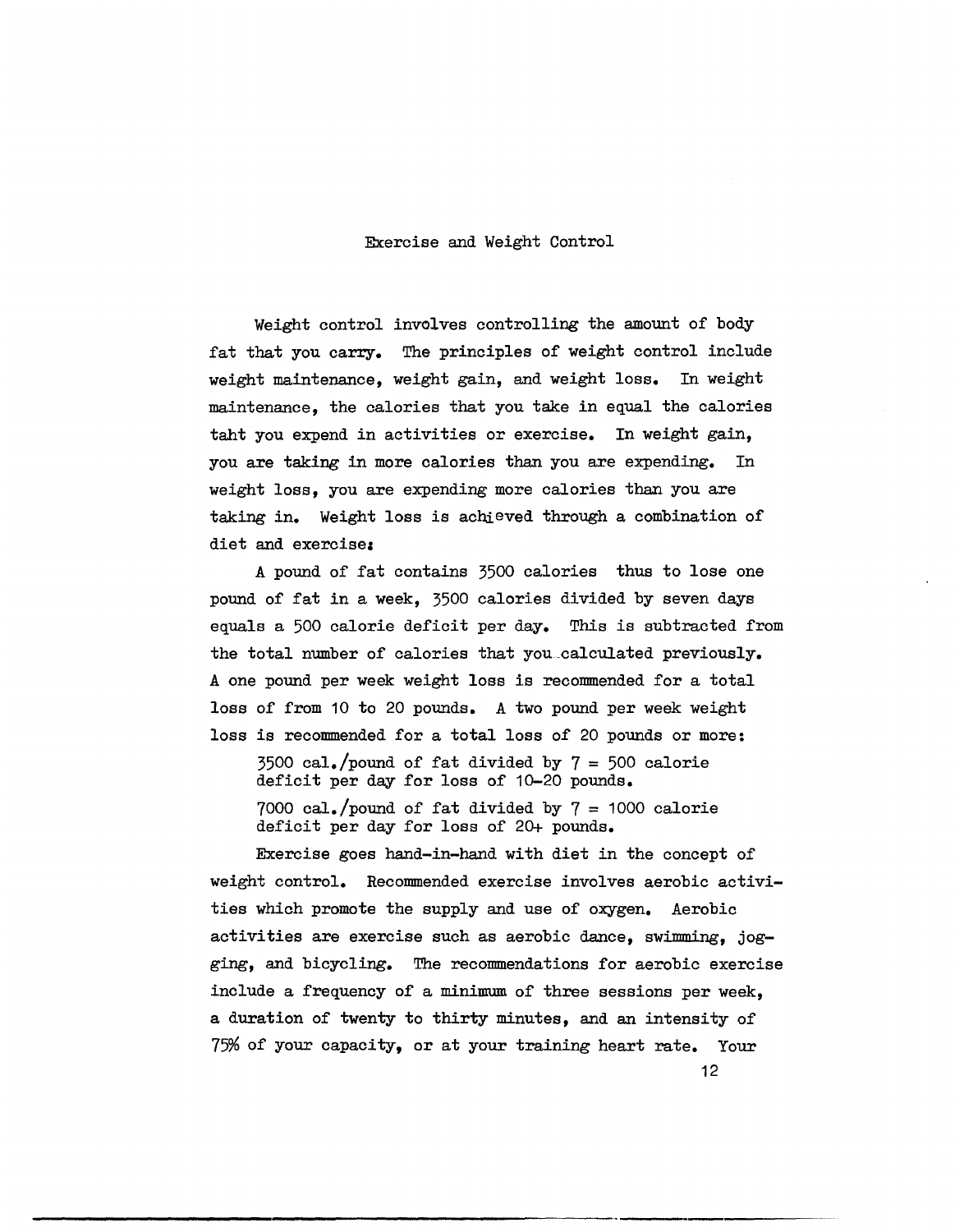# Exercise and Weight Control

Weight control involves controlling the amount of body fat that you carry. The principles of weight control include weight maintenance, weight gain, and weight loss. In weight maintenance, the calories that you take in equal the calories taht you expend in activities or exercise. In weight gain, you are taking in more calories than you are expending. In weight loss, you are expending more calories than you are taking in. Weight loss is achieved through a combination of diet and exercise:

A pound of fat contains 3500 calories thus to lose one pound of fat in a week, 3500 calories divided by seven days equals a 500 calorie deficit per day. This is subtracted from the total number of calories that you calculated previously. A one pound per week weight loss is recommended for a total loss of from 10 to 20 pounds. A two pound per week weight loss is recommended for a total loss of 20 pounds or more:

> 3500 cal./pound of fat divided by 7 = 500 calorie deficit per day for loss of 10-20 pounds.
>
> 7000 cal./pound of fat divided by 7 = 1000 calorie deficit per day for loss of 20+ pounds.

Exercise goes hand-in-hand with diet in the concept of weight control. Recommended exercise involves aerobic activities which promote the supply and use of oxygen. Aerobic activities are exercise such as aerobic dance, swimming, jogging, and bicycling. The recommendations for aerobic exercise include a frequency of a minimum of three sessions per week, a duration of twenty to thirty minutes, and an intensity of 75% of your capacity, or at your training heart rate. Your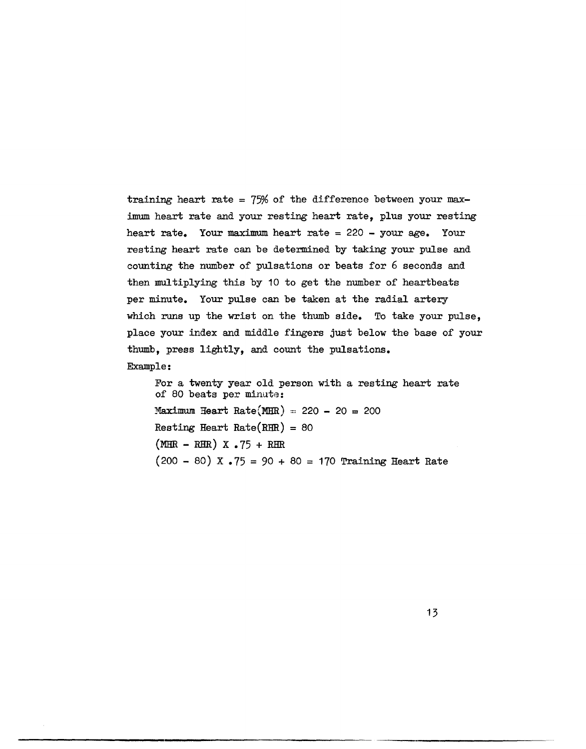training heart rate = 75% of the difference between your maximum heart rate and your resting heart rate, plus your resting heart rate. Your maximum heart rate = 220 - your age. Your resting heart rate can be determined by taking your pulse and counting the number of pulsations or beats for 6 seconds and then multiplying this by 10 to get the number of heartbeats per minute. Your pulse can be taken at the radial artery which runs up the wrist on the thumb side. To take your pulse, place your index and middle fingers just below the base of your thumb, press lightly, and count the pulsations.

Example:

> For a twenty year old person with a resting heart rate of 80 beats per minute:
>
> Maximum Heart Rate(MHR) = 220 - 20 = 200
>
> Resting Heart Rate(RHR) = 80
>
> (MHR - RHR) X .75 + RHR
>
> (200 - 80) X .75 = 90 + 80 = 170 Training Heart Rate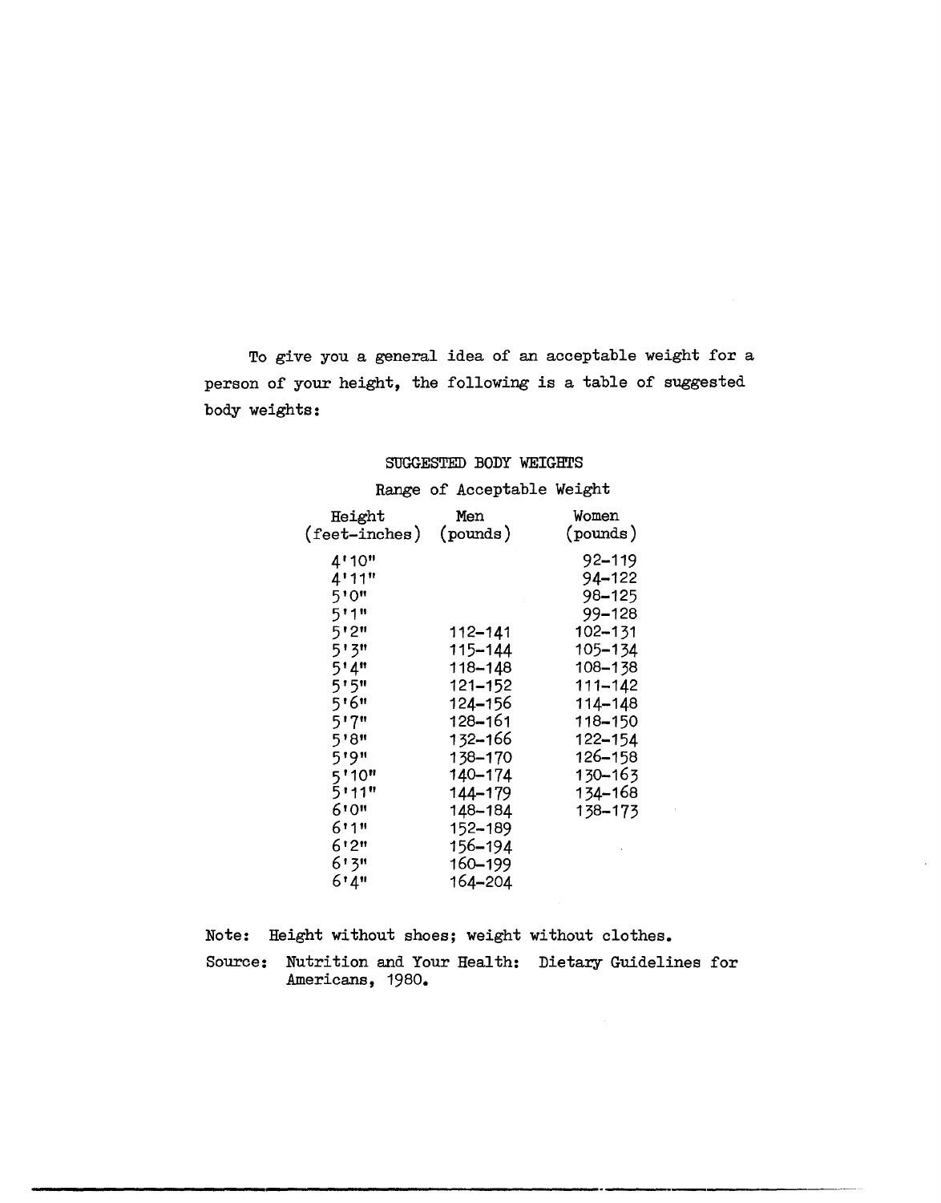To give you a general idea of an acceptable weight for a person of your height, the following is a table of suggested body weights:

SUGGESTED BODY WEIGHTS

Range of Acceptable Weight

| Height (feet-inches) | Men (pounds) | Women (pounds) |
|---|---|---|
| 4'10" | | 92–119 |
| 4'11" | | 94–122 |
| 5'0" | | 98–125 |
| 5'1" | | 99–128 |
| 5'2" | 112–141 | 102–131 |
| 5'3" | 115–144 | 105–134 |
| 5'4" | 118–148 | 108–138 |
| 5'5" | 121–152 | 111–142 |
| 5'6" | 124–156 | 114–148 |
| 5'7" | 128–161 | 118–150 |
| 5'8" | 132–166 | 122–154 |
| 5'9" | 138–170 | 126–158 |
| 5'10" | 140–174 | 130–163 |
| 5'11" | 144–179 | 134–168 |
| 6'0" | 148–184 | 138–173 |
| 6'1" | 152–189 | |
| 6'2" | 156–194 | |
| 6'3" | 160–199 | |
| 6'4" | 164–204 | |

Note: Height without shoes; weight without clothes.

Source: Nutrition and Your Health: Dietary Guidelines for Americans, 1980.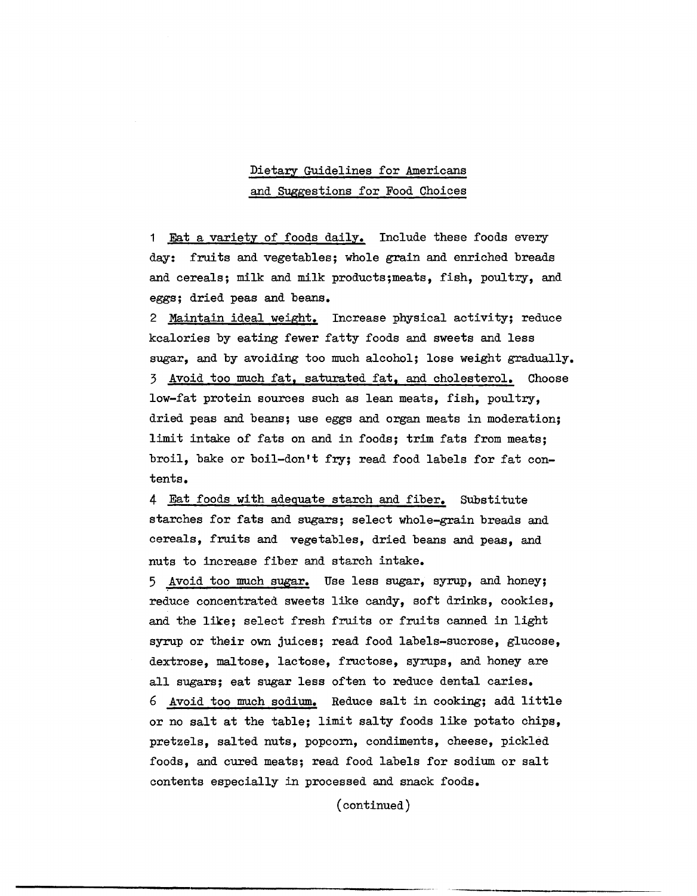## Dietary Guidelines for Americans and Suggestions for Food Choices

1 Eat a variety of foods daily. Include these foods every day: fruits and vegetables; whole grain and enriched breads and cereals; milk and milk products;meats, fish, poultry, and eggs; dried peas and beans.

2 Maintain ideal weight. Increase physical activity; reduce kcalories by eating fewer fatty foods and sweets and less sugar, and by avoiding too much alcohol; lose weight gradually.

3 Avoid too much fat, saturated fat, and cholesterol. Choose low-fat protein sources such as lean meats, fish, poultry, dried peas and beans; use eggs and organ meats in moderation; limit intake of fats on and in foods; trim fats from meats; broil, bake or boil-don't fry; read food labels for fat contents.

4 Eat foods with adequate starch and fiber. Substitute starches for fats and sugars; select whole-grain breads and cereals, fruits and vegetables, dried beans and peas, and nuts to increase fiber and starch intake.

5 Avoid too much sugar. Use less sugar, syrup, and honey; reduce concentrated sweets like candy, soft drinks, cookies, and the like; select fresh fruits or fruits canned in light syrup or their own juices; read food labels-sucrose, glucose, dextrose, maltose, lactose, fructose, syrups, and honey are all sugars; eat sugar less often to reduce dental caries.

6 Avoid too much sodium. Reduce salt in cooking; add little or no salt at the table; limit salty foods like potato chips, pretzels, salted nuts, popcorn, condiments, cheese, pickled foods, and cured meats; read food labels for sodium or salt contents especially in processed and snack foods.

(continued)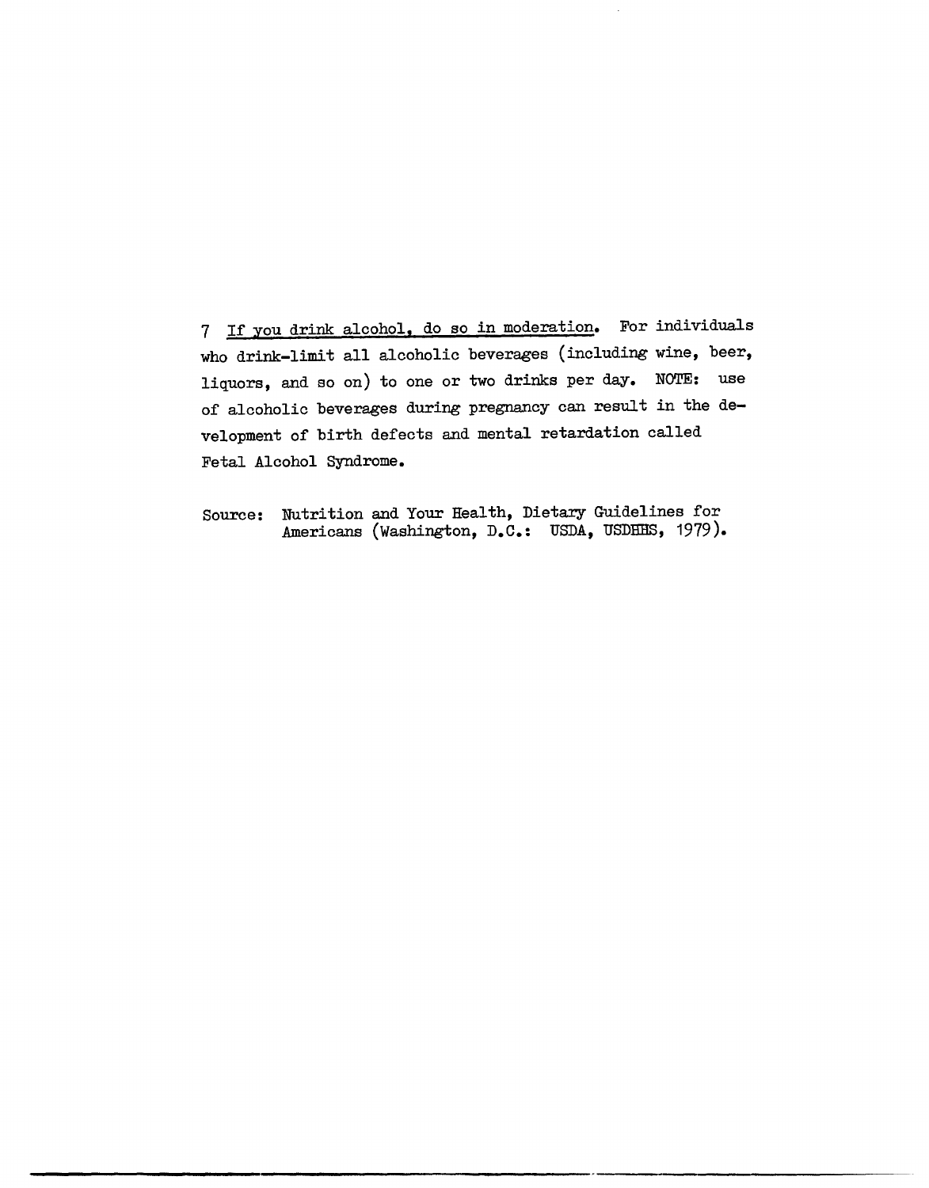7 <u>If you drink alcohol, do so in moderation</u>. For individuals who drink-limit all alcoholic beverages (including wine, beer, liquors, and so on) to one or two drinks per day. NOTE: use of alcoholic beverages during pregnancy can result in the development of birth defects and mental retardation called Fetal Alcohol Syndrome.

Source: Nutrition and Your Health, Dietary Guidelines for Americans (Washington, D.C.: USDA, USDHHS, 1979).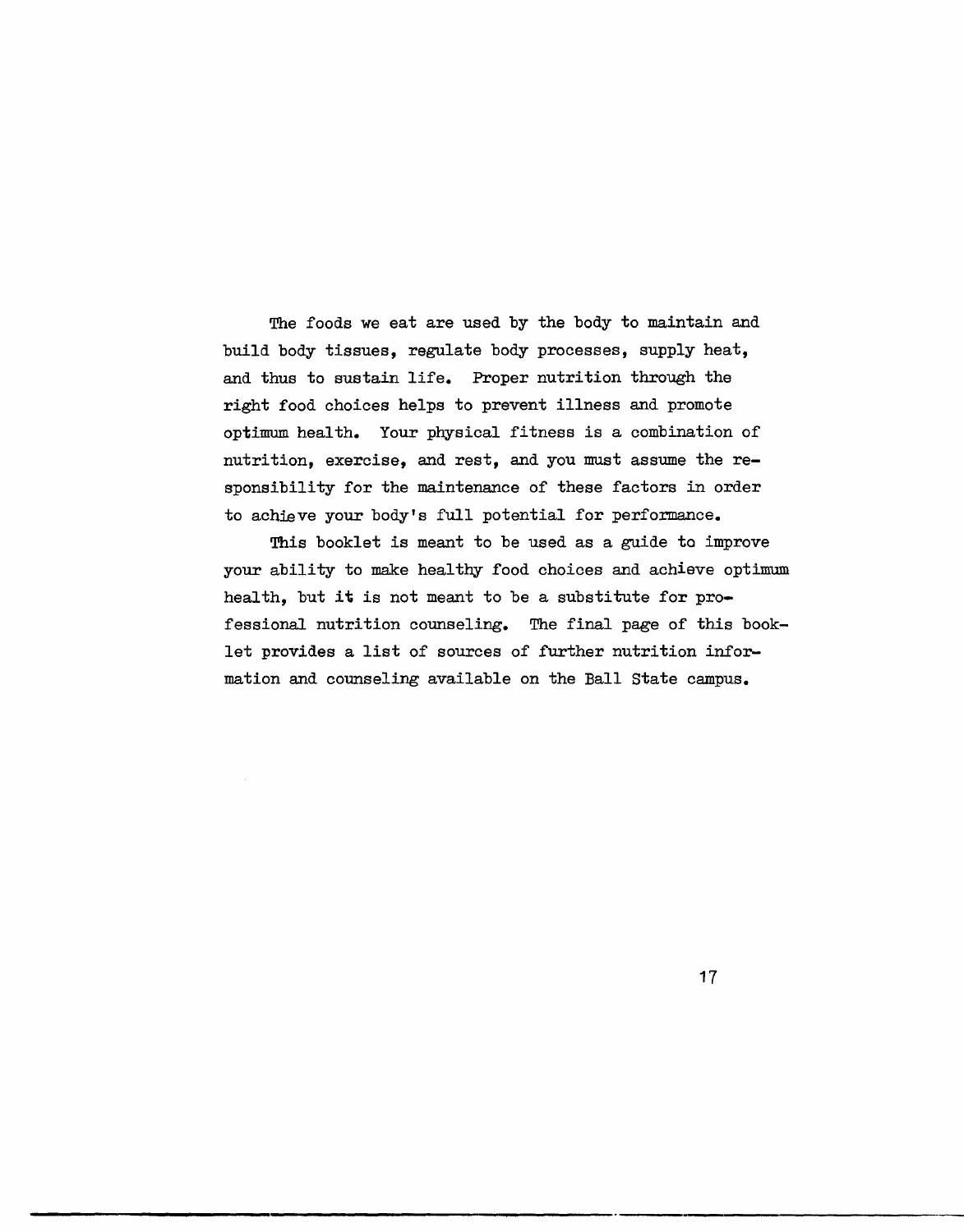The foods we eat are used by the body to maintain and build body tissues, regulate body processes, supply heat, and thus to sustain life. Proper nutrition through the right food choices helps to prevent illness and promote optimum health. Your physical fitness is a combination of nutrition, exercise, and rest, and you must assume the responsibility for the maintenance of these factors in order to achieve your body's full potential for performance.

This booklet is meant to be used as a guide to improve your ability to make healthy food choices and achieve optimum health, but it is not meant to be a substitute for professional nutrition counseling. The final page of this booklet provides a list of sources of further nutrition information and counseling available on the Ball State campus.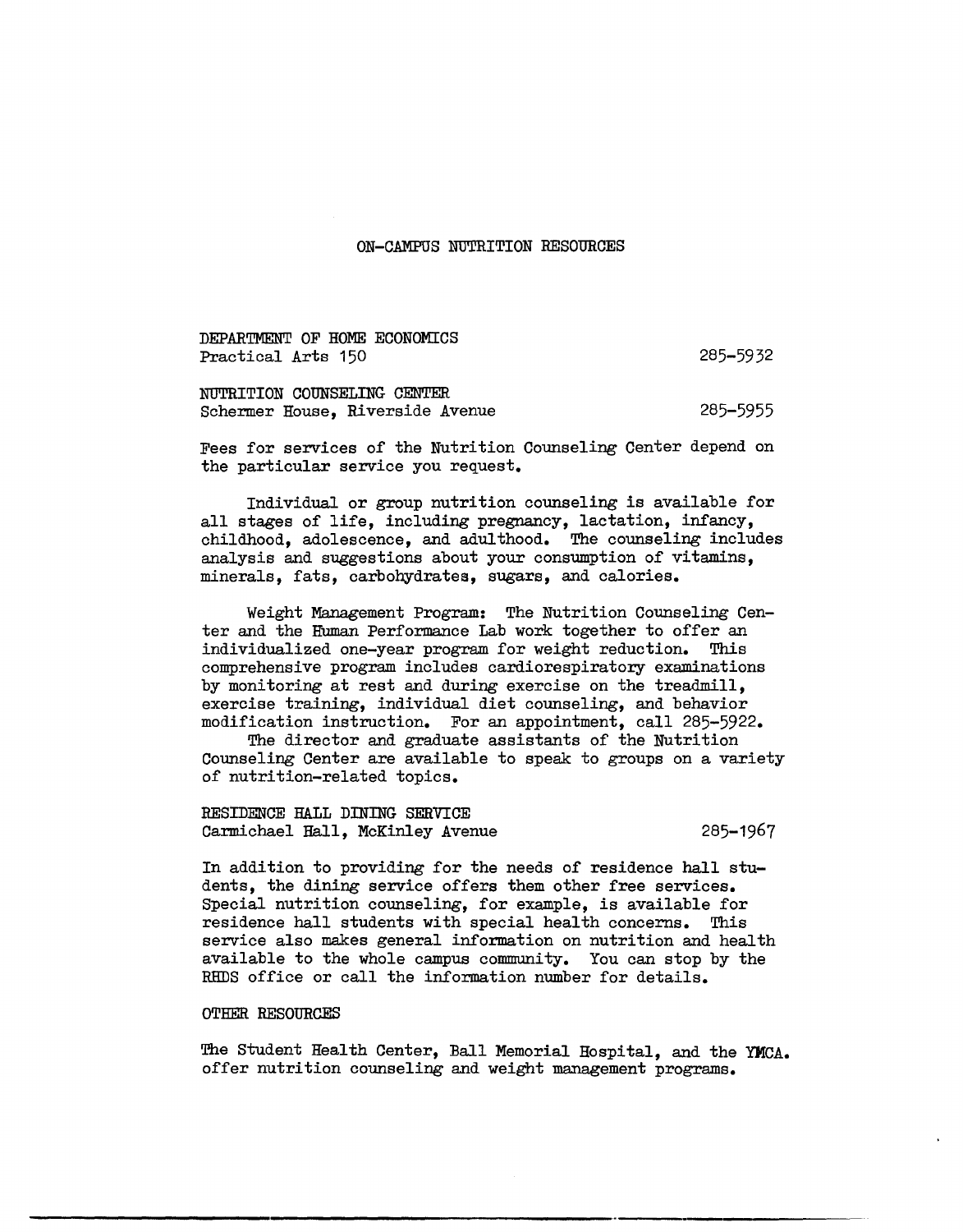# ON-CAMPUS NUTRITION RESOURCES

DEPARTMENT OF HOME ECONOMICS
Practical Arts 150 — 285-5932

NUTRITION COUNSELING CENTER
Schermer House, Riverside Avenue — 285-5955

Fees for services of the Nutrition Counseling Center depend on the particular service you request.

Individual or group nutrition counseling is available for all stages of life, including pregnancy, lactation, infancy, childhood, adolescence, and adulthood. The counseling includes analysis and suggestions about your consumption of vitamins, minerals, fats, carbohydrates, sugars, and calories.

Weight Management Program: The Nutrition Counseling Center and the Human Performance Lab work together to offer an individualized one-year program for weight reduction. This comprehensive program includes cardiorespiratory examinations by monitoring at rest and during exercise on the treadmill, exercise training, individual diet counseling, and behavior modification instruction. For an appointment, call 285-5922.

The director and graduate assistants of the Nutrition Counseling Center are available to speak to groups on a variety of nutrition-related topics.

RESIDENCE HALL DINING SERVICE
Carmichael Hall, McKinley Avenue — 285-1967

In addition to providing for the needs of residence hall students, the dining service offers them other free services. Special nutrition counseling, for example, is available for residence hall students with special health concerns. This service also makes general information on nutrition and health available to the whole campus community. You can stop by the RHDS office or call the information number for details.

OTHER RESOURCES

The Student Health Center, Ball Memorial Hospital, and the YMCA. offer nutrition counseling and weight management programs.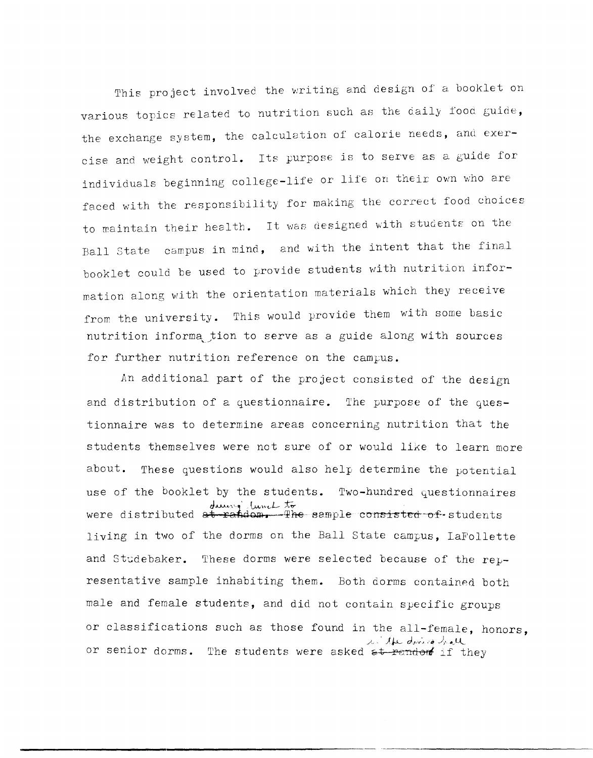This project involved the writing and design of a booklet on various topics related to nutrition such as the daily food guide, the exchange system, the calculation of calorie needs, and exercise and weight control. Its purpose is to serve as a guide for individuals beginning college-life or life on their own who are faced with the responsibility for making the correct food choices to maintain their health. It was designed with students on the Ball State campus in mind, and with the intent that the final booklet could be used to provide students with nutrition information along with the orientation materials which they receive from the university. This would provide them with some basic nutrition information to serve as a guide along with sources for further nutrition reference on the campus.

An additional part of the project consisted of the design and distribution of a questionnaire. The purpose of the questionnaire was to determine areas concerning nutrition that the students themselves were not sure of or would like to learn more about. These questions would also help determine the potential use of the booklet by the students. Two-hundred questionnaires were distributed during lunch to students living in two of the dorms on the Ball State campus, LaFollette and Studebaker. These dorms were selected because of the representative sample inhabiting them. Both dorms contained both male and female students, and did not contain specific groups or classifications such as those found in the all-female, honors, or senior dorms. The students were asked in the dining hall if they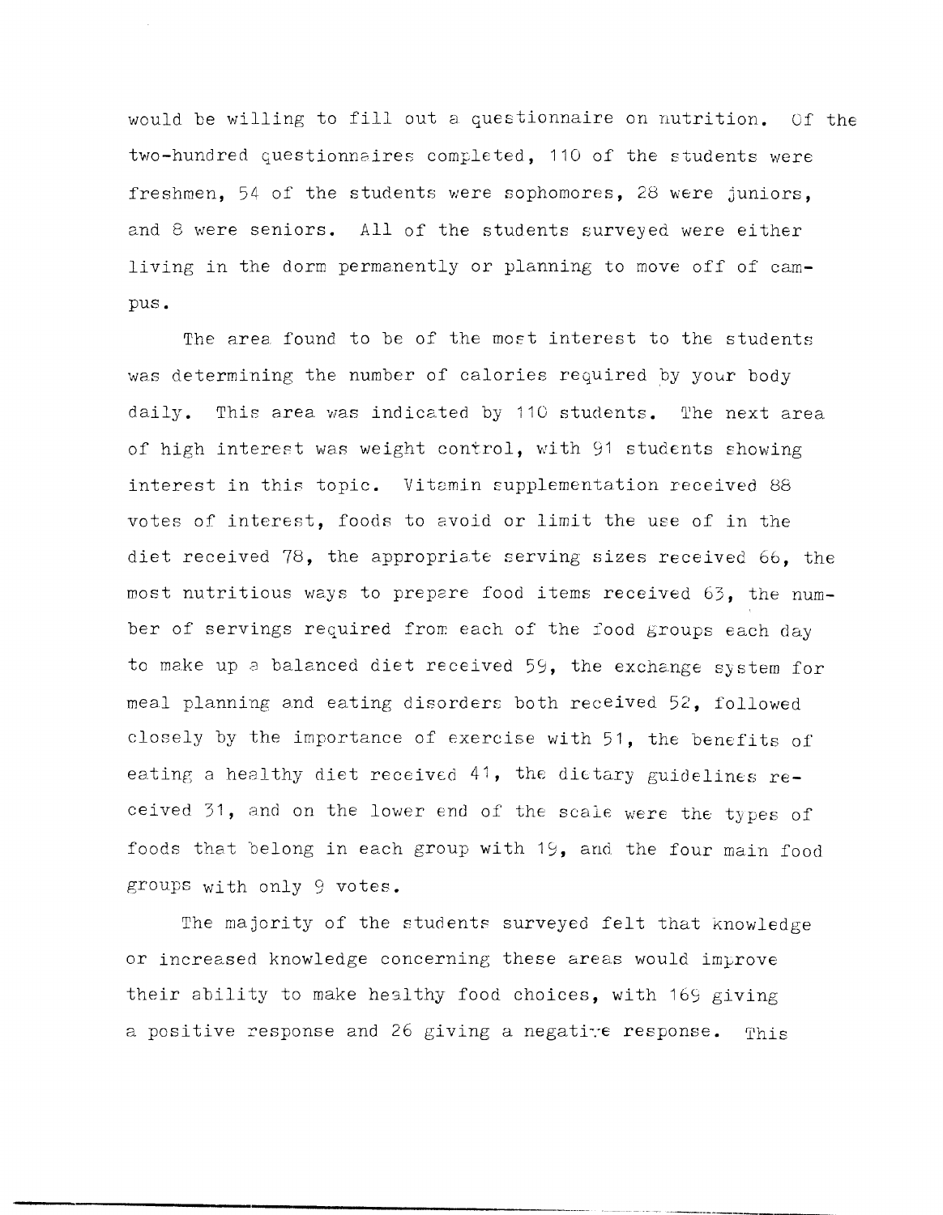would be willing to fill out a questionnaire on nutrition. Of the two-hundred questionnaires completed, 110 of the students were freshmen, 54 of the students were sophomores, 28 were juniors, and 8 were seniors. All of the students surveyed were either living in the dorm permanently or planning to move off of campus.

The area found to be of the most interest to the students was determining the number of calories required by your body daily. This area was indicated by 110 students. The next area of high interest was weight control, with 91 students showing interest in this topic. Vitamin supplementation received 88 votes of interest, foods to avoid or limit the use of in the diet received 78, the appropriate serving sizes received 66, the most nutritious ways to prepare food items received 63, the number of servings required from each of the food groups each day to make up a balanced diet received 59, the exchange system for meal planning and eating disorders both received 52, followed closely by the importance of exercise with 51, the benefits of eating a healthy diet received 41, the dietary guidelines received 31, and on the lower end of the scale were the types of foods that belong in each group with 19, and the four main food groups with only 9 votes.

The majority of the students surveyed felt that knowledge or increased knowledge concerning these areas would improve their ability to make healthy food choices, with 169 giving a positive response and 26 giving a negative response. This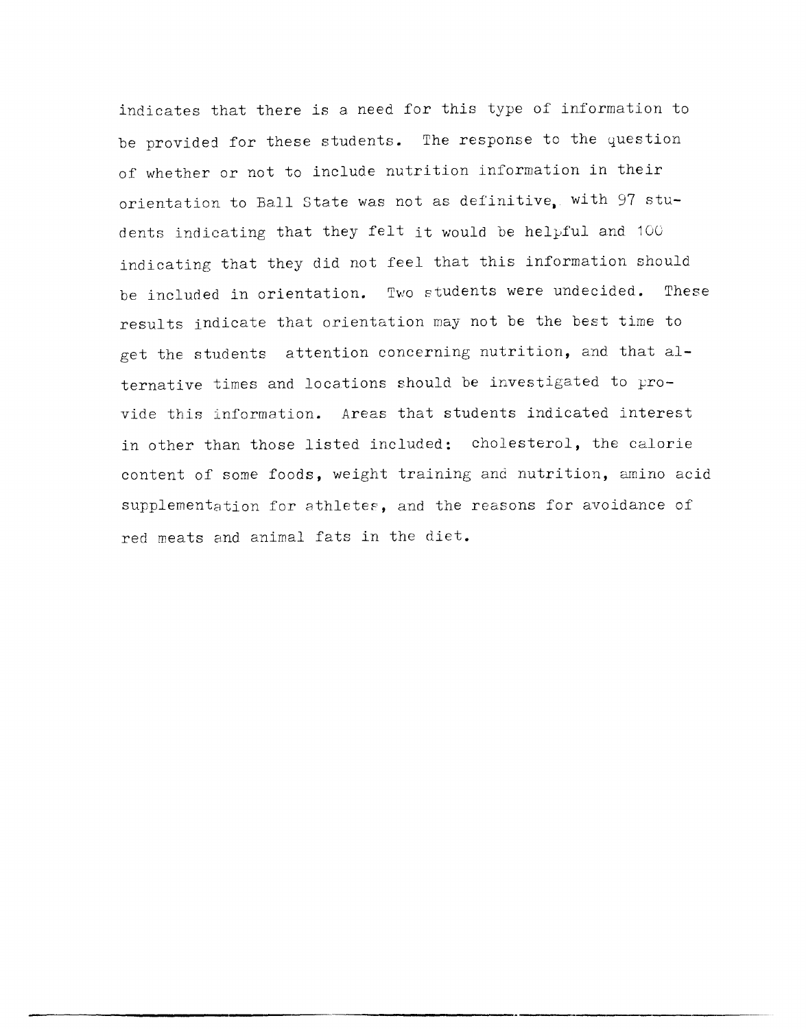indicates that there is a need for this type of information to be provided for these students. The response to the question of whether or not to include nutrition information in their orientation to Ball State was not as definitive, with 97 students indicating that they felt it would be helpful and 100 indicating that they did not feel that this information should be included in orientation. Two students were undecided. These results indicate that orientation may not be the best time to get the students attention concerning nutrition, and that alternative times and locations should be investigated to provide this information. Areas that students indicated interest in other than those listed included: cholesterol, the calorie content of some foods, weight training and nutrition, amino acid supplementation for athletes, and the reasons for avoidance of red meats and animal fats in the diet.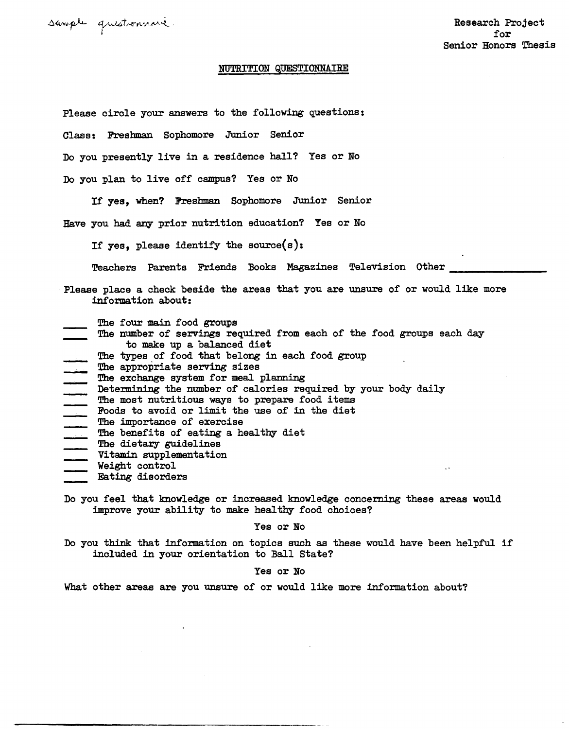*sample questionnaire.*

Research Project
for
Senior Honors Thesis

## NUTRITION QUESTIONNAIRE

Please circle your answers to the following questions:

Class: Freshman Sophomore Junior Senior

Do you presently live in a residence hall? Yes or No

Do you plan to live off campus? Yes or No

If yes, when? Freshman Sophomore Junior Senior

Have you had any prior nutrition education? Yes or No

If yes, please identify the source(s):

Teachers Parents Friends Books Magazines Television Other ______________

Please place a check beside the areas that you are unsure of or would like more information about:

____ The four main food groups
____ The number of servings required from each of the food groups each day to make up a balanced diet
____ The types of food that belong in each food group
____ The appropriate serving sizes
____ The exchange system for meal planning
____ Determining the number of calories required by your body daily
____ The most nutritious ways to prepare food items
____ Foods to avoid or limit the use of in the diet
____ The importance of exercise
____ The benefits of eating a healthy diet
____ The dietary guidelines
____ Vitamin supplementation
____ Weight control
____ Eating disorders

Do you feel that knowledge or increased knowledge concerning these areas would improve your ability to make healthy food choices?

Yes or No

Do you think that information on topics such as these would have been helpful if included in your orientation to Ball State?

Yes or No

What other areas are you unsure of or would like more information about?